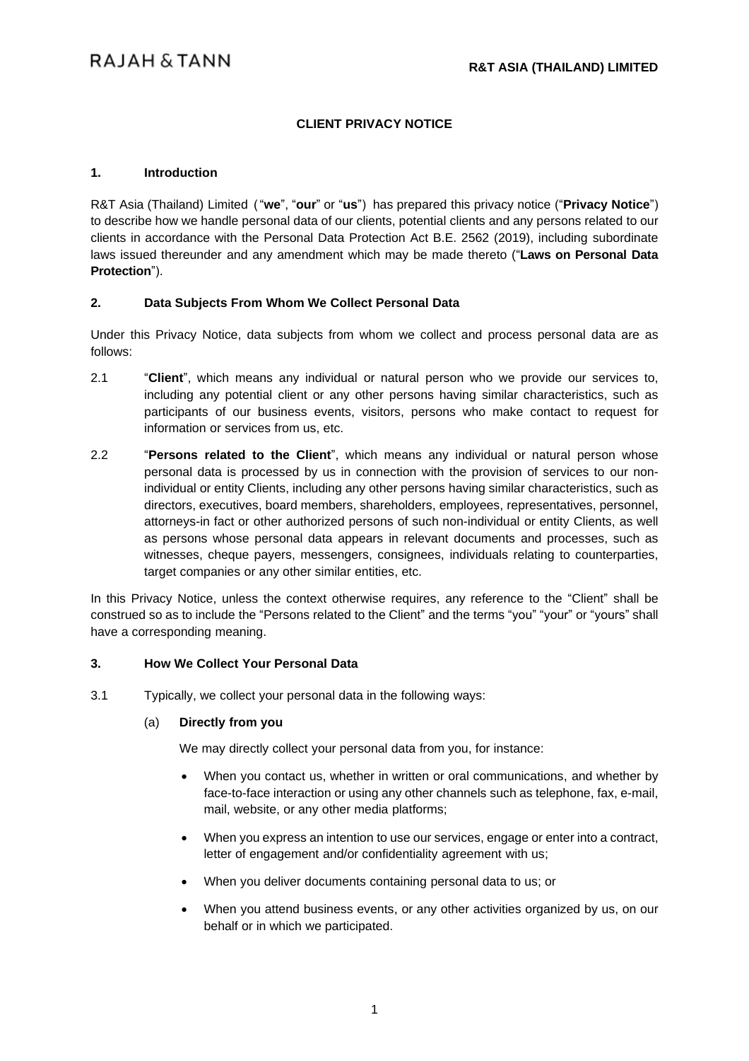RAJAH & TANN

**R&T ASIA (THAILAND) LIMITED**

# CLIENT PRIVACY NOTICE

## 1. Introduction

R&T Asia (Thailand) Limited ("**we**", "**our**" or "**us**") has prepared this privacy notice ("**Privacy Notice**") to describe how we handle personal data of our clients, potential clients and any persons related to our clients in accordance with the Personal Data Protection Act B.E. 2562 (2019), including subordinate laws issued thereunder and any amendment which may be made thereto ("**Laws on Personal Data Protection**").

## 2. Data Subjects From Whom We Collect Personal Data

Under this Privacy Notice, data subjects from whom we collect and process personal data are as follows:

2.1 "**Client**", which means any individual or natural person who we provide our services to, including any potential client or any other persons having similar characteristics, such as participants of our business events, visitors, persons who make contact to request for information or services from us, etc.

2.2 "**Persons related to the Client**", which means any individual or natural person whose personal data is processed by us in connection with the provision of services to our non-individual or entity Clients, including any other persons having similar characteristics, such as directors, executives, board members, shareholders, employees, representatives, personnel, attorneys-in fact or other authorized persons of such non-individual or entity Clients, as well as persons whose personal data appears in relevant documents and processes, such as witnesses, cheque payers, messengers, consignees, individuals relating to counterparties, target companies or any other similar entities, etc.

In this Privacy Notice, unless the context otherwise requires, any reference to the "Client" shall be construed so as to include the "Persons related to the Client" and the terms "you" "your" or "yours" shall have a corresponding meaning.

## 3. How We Collect Your Personal Data

3.1 Typically, we collect your personal data in the following ways:

(a) **Directly from you**

We may directly collect your personal data from you, for instance:

- When you contact us, whether in written or oral communications, and whether by face-to-face interaction or using any other channels such as telephone, fax, e-mail, mail, website, or any other media platforms;
- When you express an intention to use our services, engage or enter into a contract, letter of engagement and/or confidentiality agreement with us;
- When you deliver documents containing personal data to us; or
- When you attend business events, or any other activities organized by us, on our behalf or in which we participated.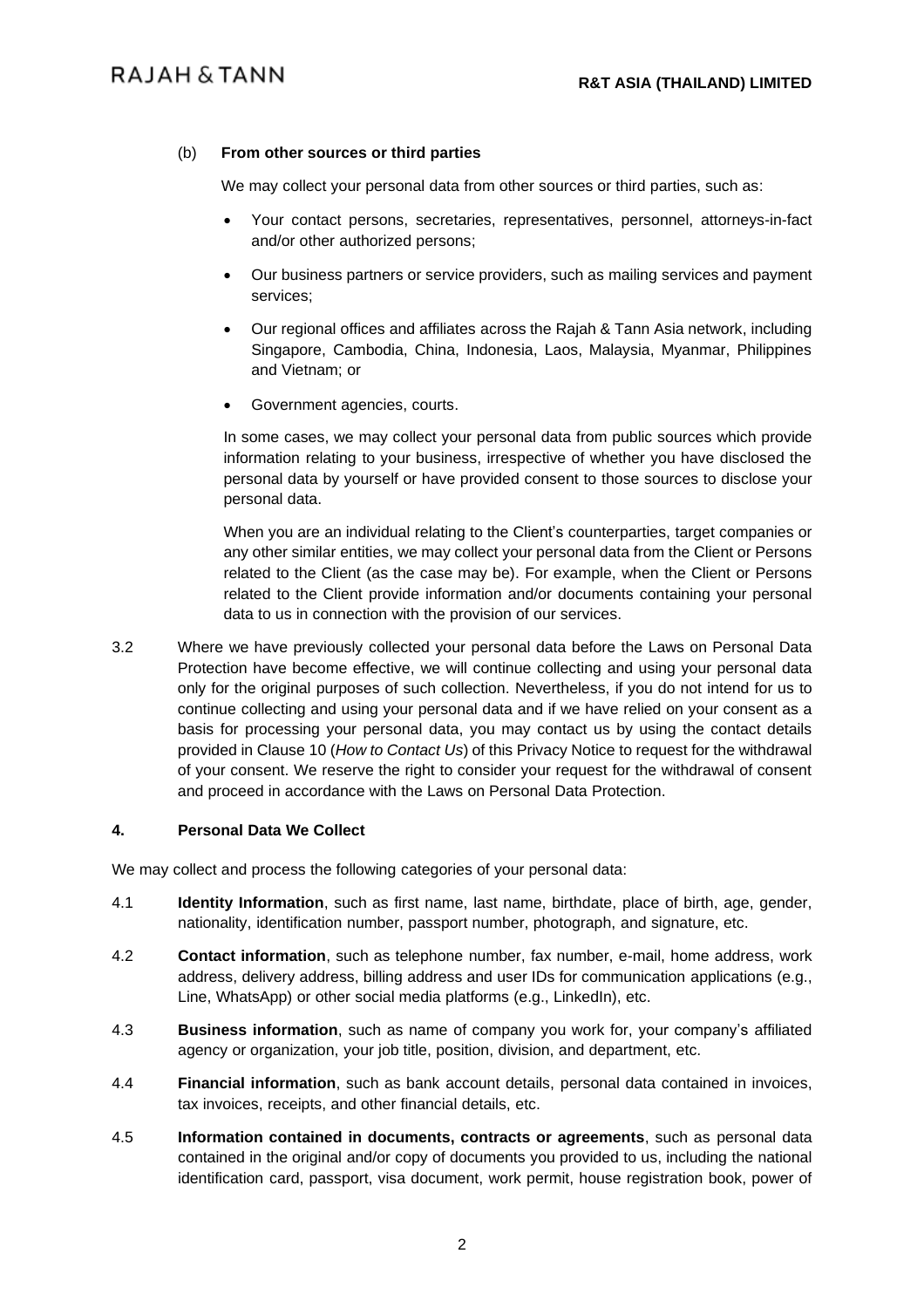(b) **From other sources or third parties**

We may collect your personal data from other sources or third parties, such as:

- Your contact persons, secretaries, representatives, personnel, attorneys-in-fact and/or other authorized persons;
- Our business partners or service providers, such as mailing services and payment services;
- Our regional offices and affiliates across the Rajah & Tann Asia network, including Singapore, Cambodia, China, Indonesia, Laos, Malaysia, Myanmar, Philippines and Vietnam; or
- Government agencies, courts.

In some cases, we may collect your personal data from public sources which provide information relating to your business, irrespective of whether you have disclosed the personal data by yourself or have provided consent to those sources to disclose your personal data.

When you are an individual relating to the Client's counterparties, target companies or any other similar entities, we may collect your personal data from the Client or Persons related to the Client (as the case may be). For example, when the Client or Persons related to the Client provide information and/or documents containing your personal data to us in connection with the provision of our services.

3.2 Where we have previously collected your personal data before the Laws on Personal Data Protection have become effective, we will continue collecting and using your personal data only for the original purposes of such collection. Nevertheless, if you do not intend for us to continue collecting and using your personal data and if we have relied on your consent as a basis for processing your personal data, you may contact us by using the contact details provided in Clause 10 (*How to Contact Us*) of this Privacy Notice to request for the withdrawal of your consent. We reserve the right to consider your request for the withdrawal of consent and proceed in accordance with the Laws on Personal Data Protection.

## 4. Personal Data We Collect

We may collect and process the following categories of your personal data:

4.1 **Identity Information**, such as first name, last name, birthdate, place of birth, age, gender, nationality, identification number, passport number, photograph, and signature, etc.

4.2 **Contact information**, such as telephone number, fax number, e-mail, home address, work address, delivery address, billing address and user IDs for communication applications (e.g., Line, WhatsApp) or other social media platforms (e.g., LinkedIn), etc.

4.3 **Business information**, such as name of company you work for, your company's affiliated agency or organization, your job title, position, division, and department, etc.

4.4 **Financial information**, such as bank account details, personal data contained in invoices, tax invoices, receipts, and other financial details, etc.

4.5 **Information contained in documents, contracts or agreements**, such as personal data contained in the original and/or copy of documents you provided to us, including the national identification card, passport, visa document, work permit, house registration book, power of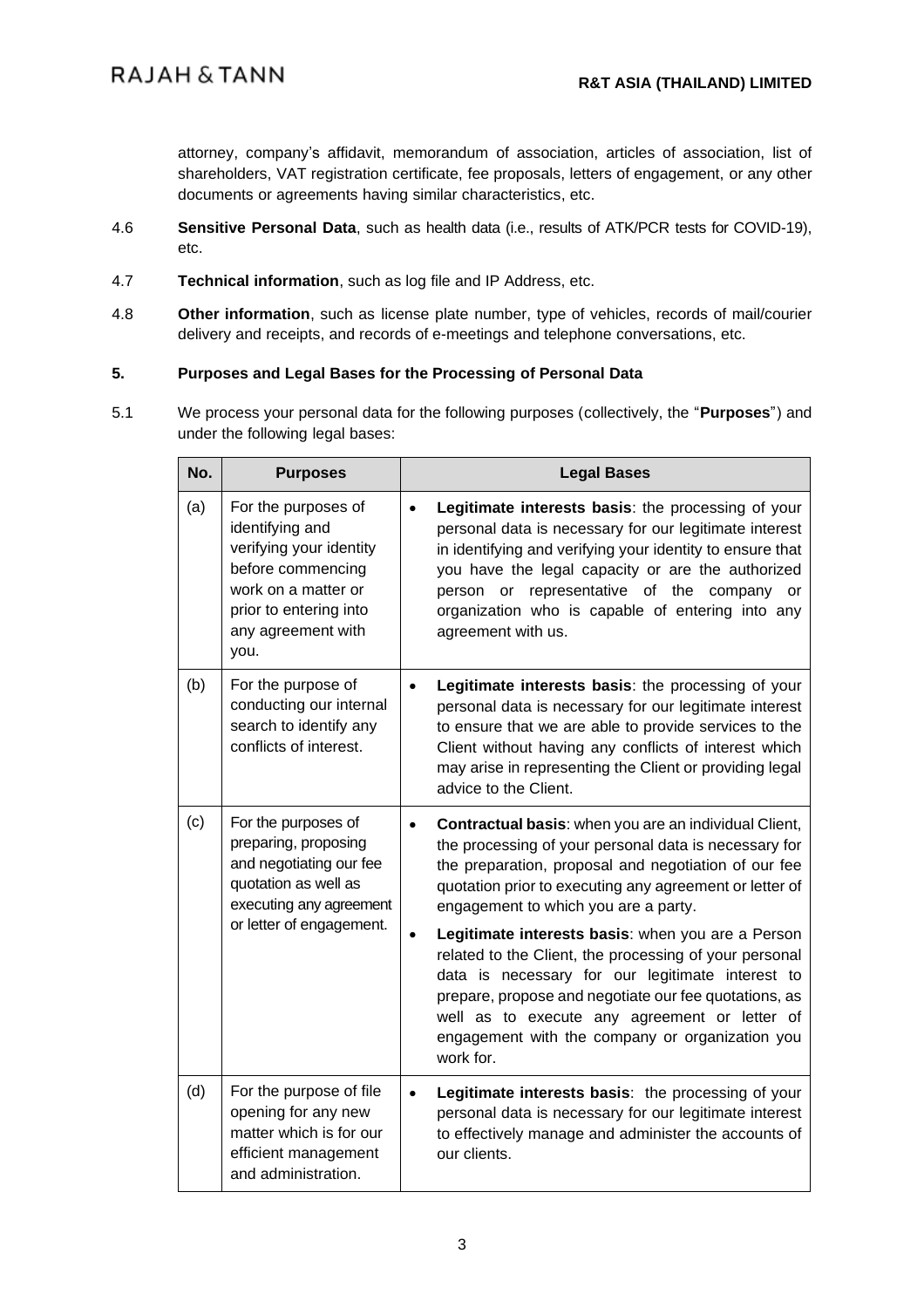attorney, company's affidavit, memorandum of association, articles of association, list of shareholders, VAT registration certificate, fee proposals, letters of engagement, or any other documents or agreements having similar characteristics, etc.

4.6 **Sensitive Personal Data**, such as health data (i.e., results of ATK/PCR tests for COVID-19), etc.

4.7 **Technical information**, such as log file and IP Address, etc.

4.8 **Other information**, such as license plate number, type of vehicles, records of mail/courier delivery and receipts, and records of e-meetings and telephone conversations, etc.

## 5. Purposes and Legal Bases for the Processing of Personal Data

5.1 We process your personal data for the following purposes (collectively, the "**Purposes**") and under the following legal bases:

| No. | Purposes | Legal Bases |
|---|---|---|
| (a) | For the purposes of identifying and verifying your identity before commencing work on a matter or prior to entering into any agreement with you. | • **Legitimate interests basis**: the processing of your personal data is necessary for our legitimate interest in identifying and verifying your identity to ensure that you have the legal capacity or are the authorized person or representative of the company or organization who is capable of entering into any agreement with us. |
| (b) | For the purpose of conducting our internal search to identify any conflicts of interest. | • **Legitimate interests basis**: the processing of your personal data is necessary for our legitimate interest to ensure that we are able to provide services to the Client without having any conflicts of interest which may arise in representing the Client or providing legal advice to the Client. |
| (c) | For the purposes of preparing, proposing and negotiating our fee quotation as well as executing any agreement or letter of engagement. | • **Contractual basis**: when you are an individual Client, the processing of your personal data is necessary for the preparation, proposal and negotiation of our fee quotation prior to executing any agreement or letter of engagement to which you are a party.<br>• **Legitimate interests basis**: when you are a Person related to the Client, the processing of your personal data is necessary for our legitimate interest to prepare, propose and negotiate our fee quotations, as well as to execute any agreement or letter of engagement with the company or organization you work for. |
| (d) | For the purpose of file opening for any new matter which is for our efficient management and administration. | • **Legitimate interests basis**: the processing of your personal data is necessary for our legitimate interest to effectively manage and administer the accounts of our clients. |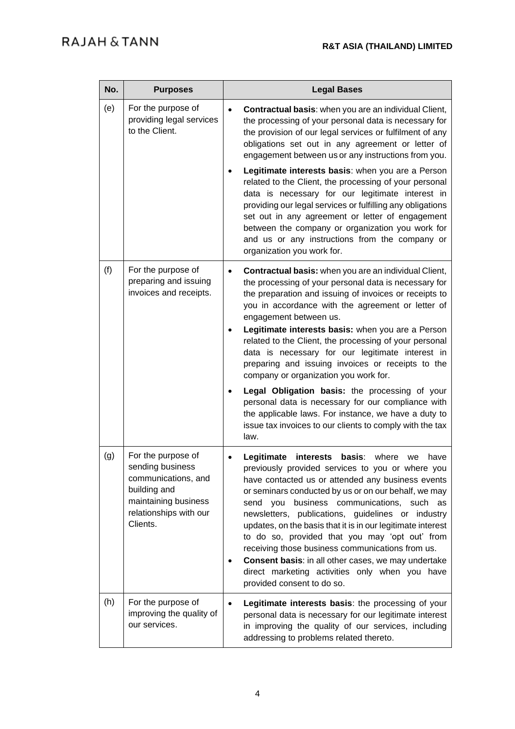| No. | Purposes | Legal Bases |
|---|---|---|
| (e) | For the purpose of providing legal services to the Client. | • **Contractual basis**: when you are an individual Client, the processing of your personal data is necessary for the provision of our legal services or fulfilment of any obligations set out in any agreement or letter of engagement between us or any instructions from you.<br>• **Legitimate interests basis**: when you are a Person related to the Client, the processing of your personal data is necessary for our legitimate interest in providing our legal services or fulfilling any obligations set out in any agreement or letter of engagement between the company or organization you work for and us or any instructions from the company or organization you work for. |
| (f) | For the purpose of preparing and issuing invoices and receipts. | • **Contractual basis:** when you are an individual Client, the processing of your personal data is necessary for the preparation and issuing of invoices or receipts to you in accordance with the agreement or letter of engagement between us.<br>• **Legitimate interests basis:** when you are a Person related to the Client, the processing of your personal data is necessary for our legitimate interest in preparing and issuing invoices or receipts to the company or organization you work for.<br>• **Legal Obligation basis:** the processing of your personal data is necessary for our compliance with the applicable laws. For instance, we have a duty to issue tax invoices to our clients to comply with the tax law. |
| (g) | For the purpose of sending business communications, and building and maintaining business relationships with our Clients. | • **Legitimate interests basis**: where we have previously provided services to you or where you have contacted us or attended any business events or seminars conducted by us or on our behalf, we may send you business communications, such as newsletters, publications, guidelines or industry updates, on the basis that it is in our legitimate interest to do so, provided that you may 'opt out' from receiving those business communications from us.<br>• **Consent basis**: in all other cases, we may undertake direct marketing activities only when you have provided consent to do so. |
| (h) | For the purpose of improving the quality of our services. | • **Legitimate interests basis**: the processing of your personal data is necessary for our legitimate interest in improving the quality of our services, including addressing to problems related thereto. |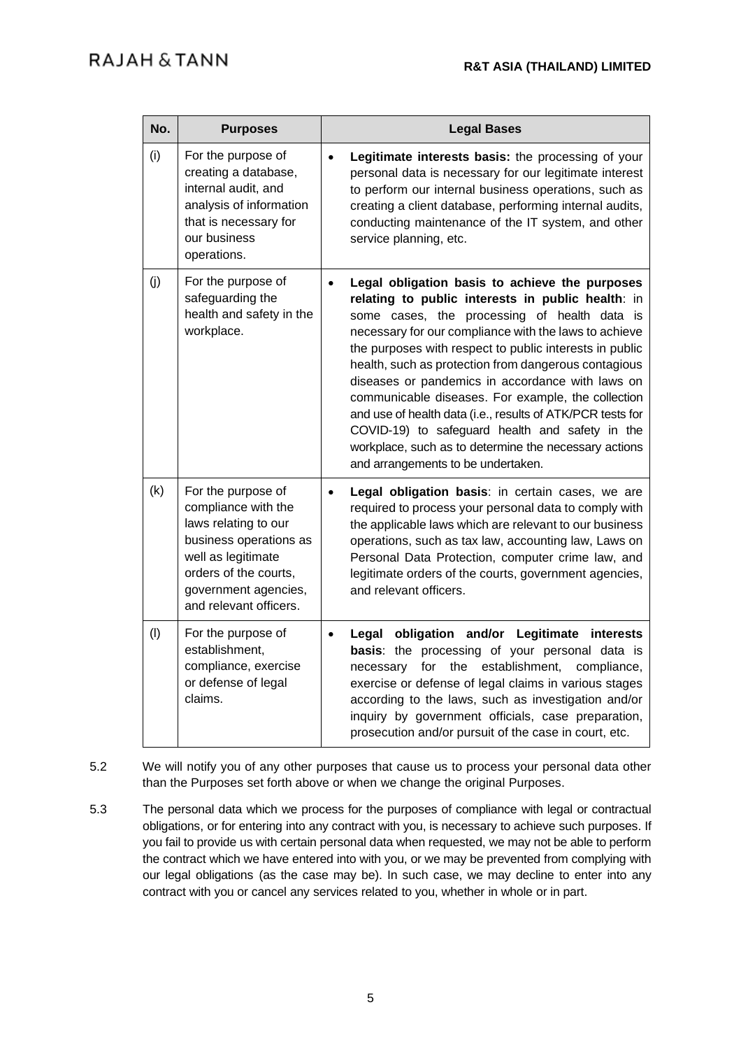| No. | Purposes | Legal Bases |
|---|---|---|
| (i) | For the purpose of creating a database, internal audit, and analysis of information that is necessary for our business operations. | • **Legitimate interests basis:** the processing of your personal data is necessary for our legitimate interest to perform our internal business operations, such as creating a client database, performing internal audits, conducting maintenance of the IT system, and other service planning, etc. |
| (j) | For the purpose of safeguarding the health and safety in the workplace. | • **Legal obligation basis to achieve the purposes relating to public interests in public health**: in some cases, the processing of health data is necessary for our compliance with the laws to achieve the purposes with respect to public interests in public health, such as protection from dangerous contagious diseases or pandemics in accordance with laws on communicable diseases. For example, the collection and use of health data (i.e., results of ATK/PCR tests for COVID-19) to safeguard health and safety in the workplace, such as to determine the necessary actions and arrangements to be undertaken. |
| (k) | For the purpose of compliance with the laws relating to our business operations as well as legitimate orders of the courts, government agencies, and relevant officers. | • **Legal obligation basis**: in certain cases, we are required to process your personal data to comply with the applicable laws which are relevant to our business operations, such as tax law, accounting law, Laws on Personal Data Protection, computer crime law, and legitimate orders of the courts, government agencies, and relevant officers. |
| (l) | For the purpose of establishment, compliance, exercise or defense of legal claims. | • **Legal obligation and/or Legitimate interests basis**: the processing of your personal data is necessary for the establishment, compliance, exercise or defense of legal claims in various stages according to the laws, such as investigation and/or inquiry by government officials, case preparation, prosecution and/or pursuit of the case in court, etc. |

5.2 We will notify you of any other purposes that cause us to process your personal data other than the Purposes set forth above or when we change the original Purposes.

5.3 The personal data which we process for the purposes of compliance with legal or contractual obligations, or for entering into any contract with you, is necessary to achieve such purposes. If you fail to provide us with certain personal data when requested, we may not be able to perform the contract which we have entered into with you, or we may be prevented from complying with our legal obligations (as the case may be). In such case, we may decline to enter into any contract with you or cancel any services related to you, whether in whole or in part.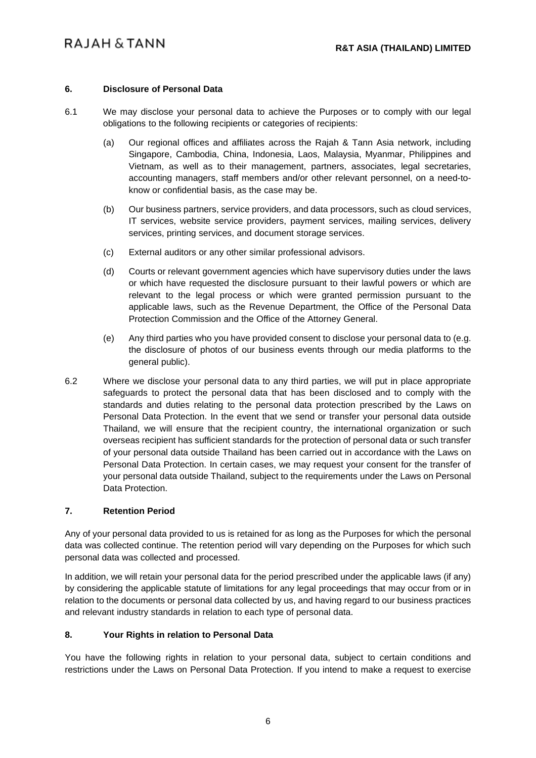## 6. Disclosure of Personal Data

6.1 We may disclose your personal data to achieve the Purposes or to comply with our legal obligations to the following recipients or categories of recipients:

(a) Our regional offices and affiliates across the Rajah & Tann Asia network, including Singapore, Cambodia, China, Indonesia, Laos, Malaysia, Myanmar, Philippines and Vietnam, as well as to their management, partners, associates, legal secretaries, accounting managers, staff members and/or other relevant personnel, on a need-to-know or confidential basis, as the case may be.

(b) Our business partners, service providers, and data processors, such as cloud services, IT services, website service providers, payment services, mailing services, delivery services, printing services, and document storage services.

(c) External auditors or any other similar professional advisors.

(d) Courts or relevant government agencies which have supervisory duties under the laws or which have requested the disclosure pursuant to their lawful powers or which are relevant to the legal process or which were granted permission pursuant to the applicable laws, such as the Revenue Department, the Office of the Personal Data Protection Commission and the Office of the Attorney General.

(e) Any third parties who you have provided consent to disclose your personal data to (e.g. the disclosure of photos of our business events through our media platforms to the general public).

6.2 Where we disclose your personal data to any third parties, we will put in place appropriate safeguards to protect the personal data that has been disclosed and to comply with the standards and duties relating to the personal data protection prescribed by the Laws on Personal Data Protection. In the event that we send or transfer your personal data outside Thailand, we will ensure that the recipient country, the international organization or such overseas recipient has sufficient standards for the protection of personal data or such transfer of your personal data outside Thailand has been carried out in accordance with the Laws on Personal Data Protection. In certain cases, we may request your consent for the transfer of your personal data outside Thailand, subject to the requirements under the Laws on Personal Data Protection.

## 7. Retention Period

Any of your personal data provided to us is retained for as long as the Purposes for which the personal data was collected continue. The retention period will vary depending on the Purposes for which such personal data was collected and processed.

In addition, we will retain your personal data for the period prescribed under the applicable laws (if any) by considering the applicable statute of limitations for any legal proceedings that may occur from or in relation to the documents or personal data collected by us, and having regard to our business practices and relevant industry standards in relation to each type of personal data.

## 8. Your Rights in relation to Personal Data

You have the following rights in relation to your personal data, subject to certain conditions and restrictions under the Laws on Personal Data Protection. If you intend to make a request to exercise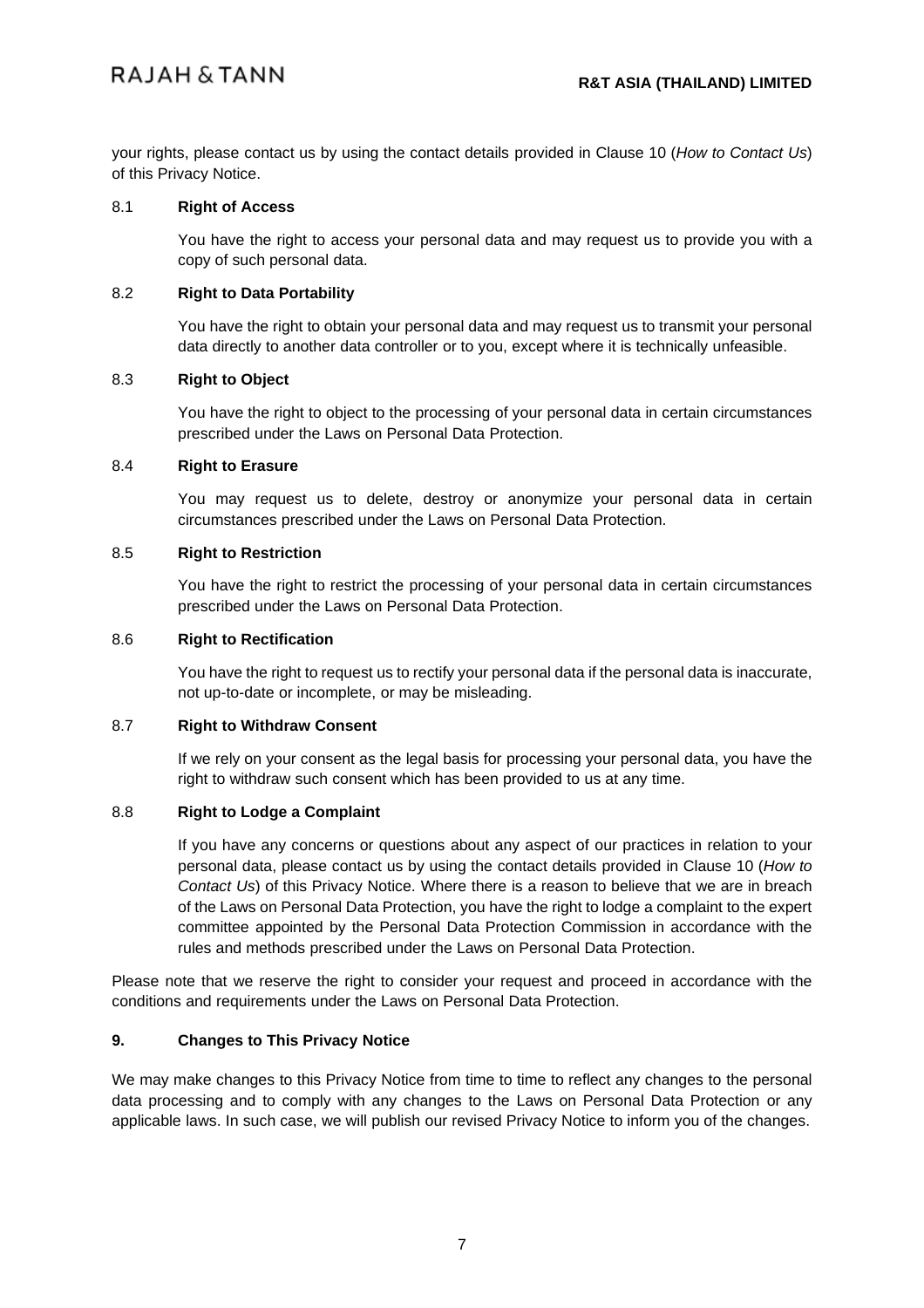your rights, please contact us by using the contact details provided in Clause 10 (*How to Contact Us*) of this Privacy Notice.

### 8.1 Right of Access

You have the right to access your personal data and may request us to provide you with a copy of such personal data.

### 8.2 Right to Data Portability

You have the right to obtain your personal data and may request us to transmit your personal data directly to another data controller or to you, except where it is technically unfeasible.

### 8.3 Right to Object

You have the right to object to the processing of your personal data in certain circumstances prescribed under the Laws on Personal Data Protection.

### 8.4 Right to Erasure

You may request us to delete, destroy or anonymize your personal data in certain circumstances prescribed under the Laws on Personal Data Protection.

### 8.5 Right to Restriction

You have the right to restrict the processing of your personal data in certain circumstances prescribed under the Laws on Personal Data Protection.

### 8.6 Right to Rectification

You have the right to request us to rectify your personal data if the personal data is inaccurate, not up-to-date or incomplete, or may be misleading.

### 8.7 Right to Withdraw Consent

If we rely on your consent as the legal basis for processing your personal data, you have the right to withdraw such consent which has been provided to us at any time.

### 8.8 Right to Lodge a Complaint

If you have any concerns or questions about any aspect of our practices in relation to your personal data, please contact us by using the contact details provided in Clause 10 (*How to Contact Us*) of this Privacy Notice. Where there is a reason to believe that we are in breach of the Laws on Personal Data Protection, you have the right to lodge a complaint to the expert committee appointed by the Personal Data Protection Commission in accordance with the rules and methods prescribed under the Laws on Personal Data Protection.

Please note that we reserve the right to consider your request and proceed in accordance with the conditions and requirements under the Laws on Personal Data Protection.

## 9. Changes to This Privacy Notice

We may make changes to this Privacy Notice from time to time to reflect any changes to the personal data processing and to comply with any changes to the Laws on Personal Data Protection or any applicable laws. In such case, we will publish our revised Privacy Notice to inform you of the changes.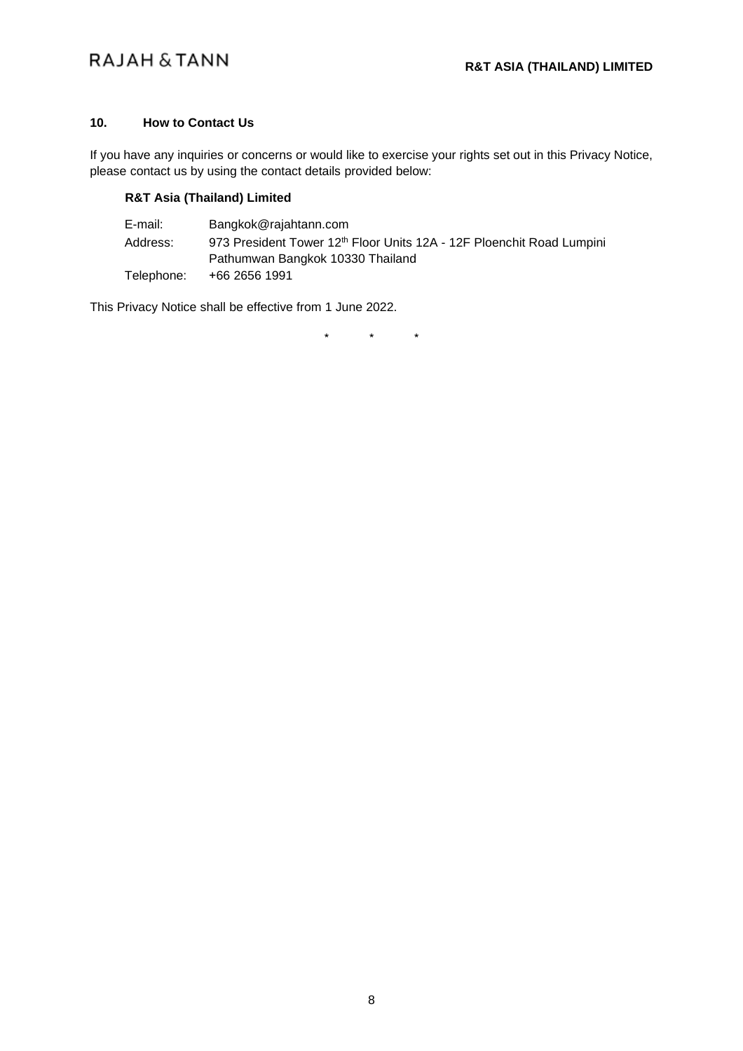## 10. How to Contact Us

If you have any inquiries or concerns or would like to exercise your rights set out in this Privacy Notice, please contact us by using the contact details provided below:

**R&T Asia (Thailand) Limited**

| | |
|---|---|
| E-mail: | Bangkok@rajahtann.com |
| Address: | 973 President Tower 12th Floor Units 12A - 12F Ploenchit Road Lumpini Pathumwan Bangkok 10330 Thailand |
| Telephone: | +66 2656 1991 |

This Privacy Notice shall be effective from 1 June 2022.

\* \* \*